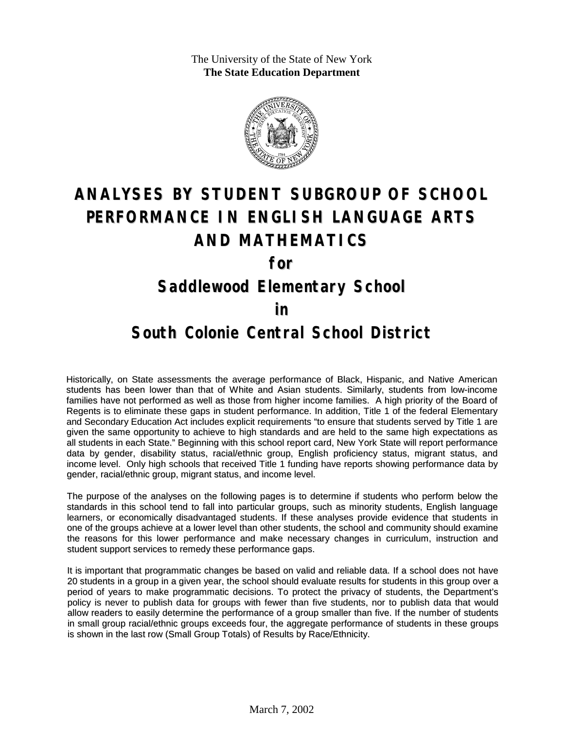The University of the State of New York
**The State Education Department**

# ANALYSES BY STUDENT SUBGROUP OF SCHOOL PERFORMANCE IN ENGLISH LANGUAGE ARTS AND MATHEMATICS

## for

## Saddlewood Elementary School

## in

## South Colonie Central School District

Historically, on State assessments the average performance of Black, Hispanic, and Native American students has been lower than that of White and Asian students. Similarly, students from low-income families have not performed as well as those from higher income families. A high priority of the Board of Regents is to eliminate these gaps in student performance. In addition, Title 1 of the federal Elementary and Secondary Education Act includes explicit requirements "to ensure that students served by Title 1 are given the same opportunity to achieve to high standards and are held to the same high expectations as all students in each State." Beginning with this school report card, New York State will report performance data by gender, disability status, racial/ethnic group, English proficiency status, migrant status, and income level. Only high schools that received Title 1 funding have reports showing performance data by gender, racial/ethnic group, migrant status, and income level.

The purpose of the analyses on the following pages is to determine if students who perform below the standards in this school tend to fall into particular groups, such as minority students, English language learners, or economically disadvantaged students. If these analyses provide evidence that students in one of the groups achieve at a lower level than other students, the school and community should examine the reasons for this lower performance and make necessary changes in curriculum, instruction and student support services to remedy these performance gaps.

It is important that programmatic changes be based on valid and reliable data. If a school does not have 20 students in a group in a given year, the school should evaluate results for students in this group over a period of years to make programmatic decisions. To protect the privacy of students, the Department's policy is never to publish data for groups with fewer than five students, nor to publish data that would allow readers to easily determine the performance of a group smaller than five. If the number of students in small group racial/ethnic groups exceeds four, the aggregate performance of students in these groups is shown in the last row (Small Group Totals) of Results by Race/Ethnicity.

March 7, 2002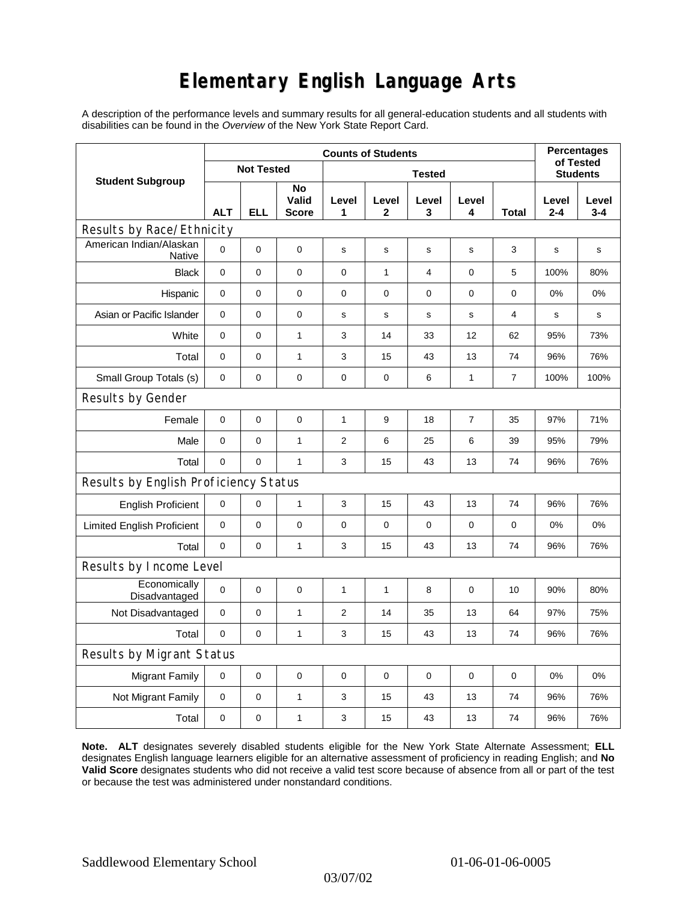# Elementary English Language Arts

A description of the performance levels and summary results for all general-education students and all students with disabilities can be found in the *Overview* of the New York State Report Card.

| Student Subgroup | Counts of Students | | | | | | | | Percentages of Tested Students | |
|---|---|---|---|---|---|---|---|---|---|---|
| | Not Tested | | | Tested | | | | | | |
| | ALT | ELL | No Valid Score | Level 1 | Level 2 | Level 3 | Level 4 | Total | Level 2-4 | Level 3-4 |
| **Results by Race/Ethnicity** | | | | | | | | | | |
| American Indian/Alaskan Native | 0 | 0 | 0 | s | s | s | s | 3 | s | s |
| Black | 0 | 0 | 0 | 0 | 1 | 4 | 0 | 5 | 100% | 80% |
| Hispanic | 0 | 0 | 0 | 0 | 0 | 0 | 0 | 0 | 0% | 0% |
| Asian or Pacific Islander | 0 | 0 | 0 | s | s | s | s | 4 | s | s |
| White | 0 | 0 | 1 | 3 | 14 | 33 | 12 | 62 | 95% | 73% |
| Total | 0 | 0 | 1 | 3 | 15 | 43 | 13 | 74 | 96% | 76% |
| Small Group Totals (s) | 0 | 0 | 0 | 0 | 0 | 6 | 1 | 7 | 100% | 100% |
| **Results by Gender** | | | | | | | | | | |
| Female | 0 | 0 | 0 | 1 | 9 | 18 | 7 | 35 | 97% | 71% |
| Male | 0 | 0 | 1 | 2 | 6 | 25 | 6 | 39 | 95% | 79% |
| Total | 0 | 0 | 1 | 3 | 15 | 43 | 13 | 74 | 96% | 76% |
| **Results by English Proficiency Status** | | | | | | | | | | |
| English Proficient | 0 | 0 | 1 | 3 | 15 | 43 | 13 | 74 | 96% | 76% |
| Limited English Proficient | 0 | 0 | 0 | 0 | 0 | 0 | 0 | 0 | 0% | 0% |
| Total | 0 | 0 | 1 | 3 | 15 | 43 | 13 | 74 | 96% | 76% |
| **Results by Income Level** | | | | | | | | | | |
| Economically Disadvantaged | 0 | 0 | 0 | 1 | 1 | 8 | 0 | 10 | 90% | 80% |
| Not Disadvantaged | 0 | 0 | 1 | 2 | 14 | 35 | 13 | 64 | 97% | 75% |
| Total | 0 | 0 | 1 | 3 | 15 | 43 | 13 | 74 | 96% | 76% |
| **Results by Migrant Status** | | | | | | | | | | |
| Migrant Family | 0 | 0 | 0 | 0 | 0 | 0 | 0 | 0 | 0% | 0% |
| Not Migrant Family | 0 | 0 | 1 | 3 | 15 | 43 | 13 | 74 | 96% | 76% |
| Total | 0 | 0 | 1 | 3 | 15 | 43 | 13 | 74 | 96% | 76% |

**Note. ALT** designates severely disabled students eligible for the New York State Alternate Assessment; **ELL** designates English language learners eligible for an alternative assessment of proficiency in reading English; and **No Valid Score** designates students who did not receive a valid test score because of absence from all or part of the test or because the test was administered under nonstandard conditions.

Saddlewood Elementary School 01-06-01-06-0005

03/07/02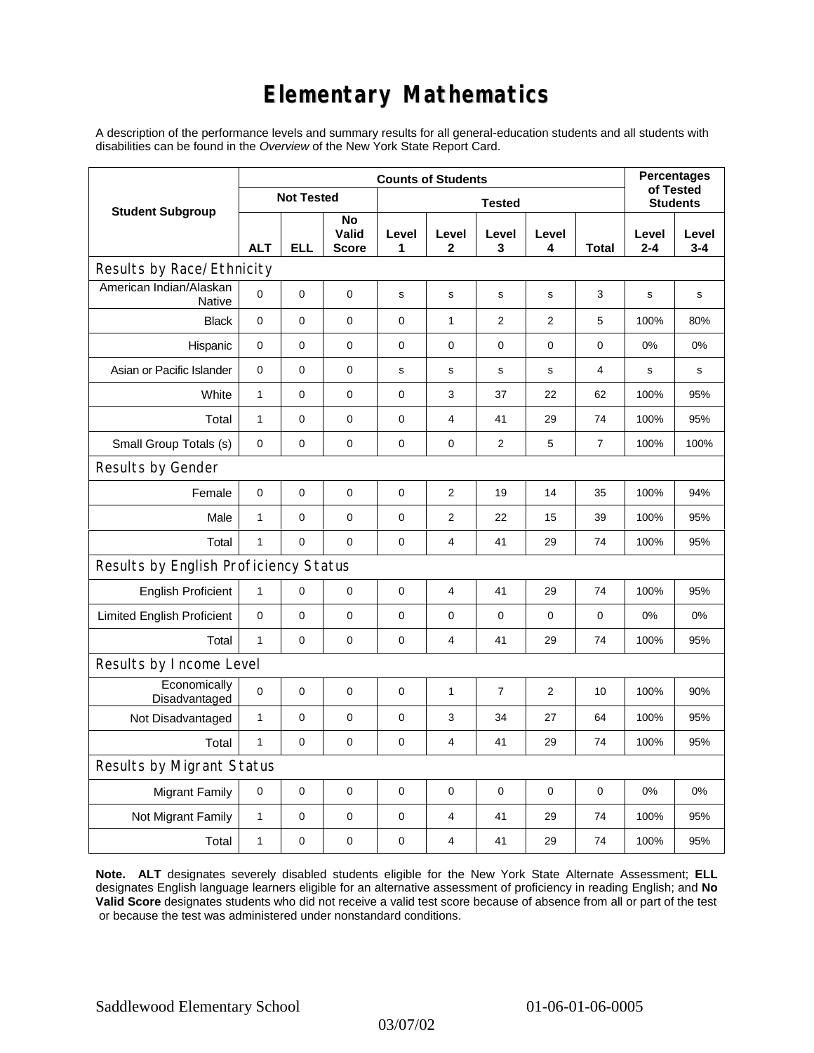# Elementary Mathematics

A description of the performance levels and summary results for all general-education students and all students with disabilities can be found in the *Overview* of the New York State Report Card.

| Student Subgroup | Counts of Students | | | | | | | | Percentages of Tested Students | |
|---|---|---|---|---|---|---|---|---|---|---|
| | Not Tested | | | Tested | | | | | | |
| | ALT | ELL | No Valid Score | Level 1 | Level 2 | Level 3 | Level 4 | Total | Level 2-4 | Level 3-4 |
| **Results by Race/Ethnicity** | | | | | | | | | | |
| American Indian/Alaskan Native | 0 | 0 | 0 | s | s | s | s | 3 | s | s |
| Black | 0 | 0 | 0 | 0 | 1 | 2 | 2 | 5 | 100% | 80% |
| Hispanic | 0 | 0 | 0 | 0 | 0 | 0 | 0 | 0 | 0% | 0% |
| Asian or Pacific Islander | 0 | 0 | 0 | s | s | s | s | 4 | s | s |
| White | 1 | 0 | 0 | 0 | 3 | 37 | 22 | 62 | 100% | 95% |
| Total | 1 | 0 | 0 | 0 | 4 | 41 | 29 | 74 | 100% | 95% |
| Small Group Totals (s) | 0 | 0 | 0 | 0 | 0 | 2 | 5 | 7 | 100% | 100% |
| **Results by Gender** | | | | | | | | | | |
| Female | 0 | 0 | 0 | 0 | 2 | 19 | 14 | 35 | 100% | 94% |
| Male | 1 | 0 | 0 | 0 | 2 | 22 | 15 | 39 | 100% | 95% |
| Total | 1 | 0 | 0 | 0 | 4 | 41 | 29 | 74 | 100% | 95% |
| **Results by English Proficiency Status** | | | | | | | | | | |
| English Proficient | 1 | 0 | 0 | 0 | 4 | 41 | 29 | 74 | 100% | 95% |
| Limited English Proficient | 0 | 0 | 0 | 0 | 0 | 0 | 0 | 0 | 0% | 0% |
| Total | 1 | 0 | 0 | 0 | 4 | 41 | 29 | 74 | 100% | 95% |
| **Results by Income Level** | | | | | | | | | | |
| Economically Disadvantaged | 0 | 0 | 0 | 0 | 1 | 7 | 2 | 10 | 100% | 90% |
| Not Disadvantaged | 1 | 0 | 0 | 0 | 3 | 34 | 27 | 64 | 100% | 95% |
| Total | 1 | 0 | 0 | 0 | 4 | 41 | 29 | 74 | 100% | 95% |
| **Results by Migrant Status** | | | | | | | | | | |
| Migrant Family | 0 | 0 | 0 | 0 | 0 | 0 | 0 | 0 | 0% | 0% |
| Not Migrant Family | 1 | 0 | 0 | 0 | 4 | 41 | 29 | 74 | 100% | 95% |
| Total | 1 | 0 | 0 | 0 | 4 | 41 | 29 | 74 | 100% | 95% |

**Note. ALT** designates severely disabled students eligible for the New York State Alternate Assessment; **ELL** designates English language learners eligible for an alternative assessment of proficiency in reading English; and **No Valid Score** designates students who did not receive a valid test score because of absence from all or part of the test or because the test was administered under nonstandard conditions.

Saddlewood Elementary School 01-06-01-06-0005

03/07/02